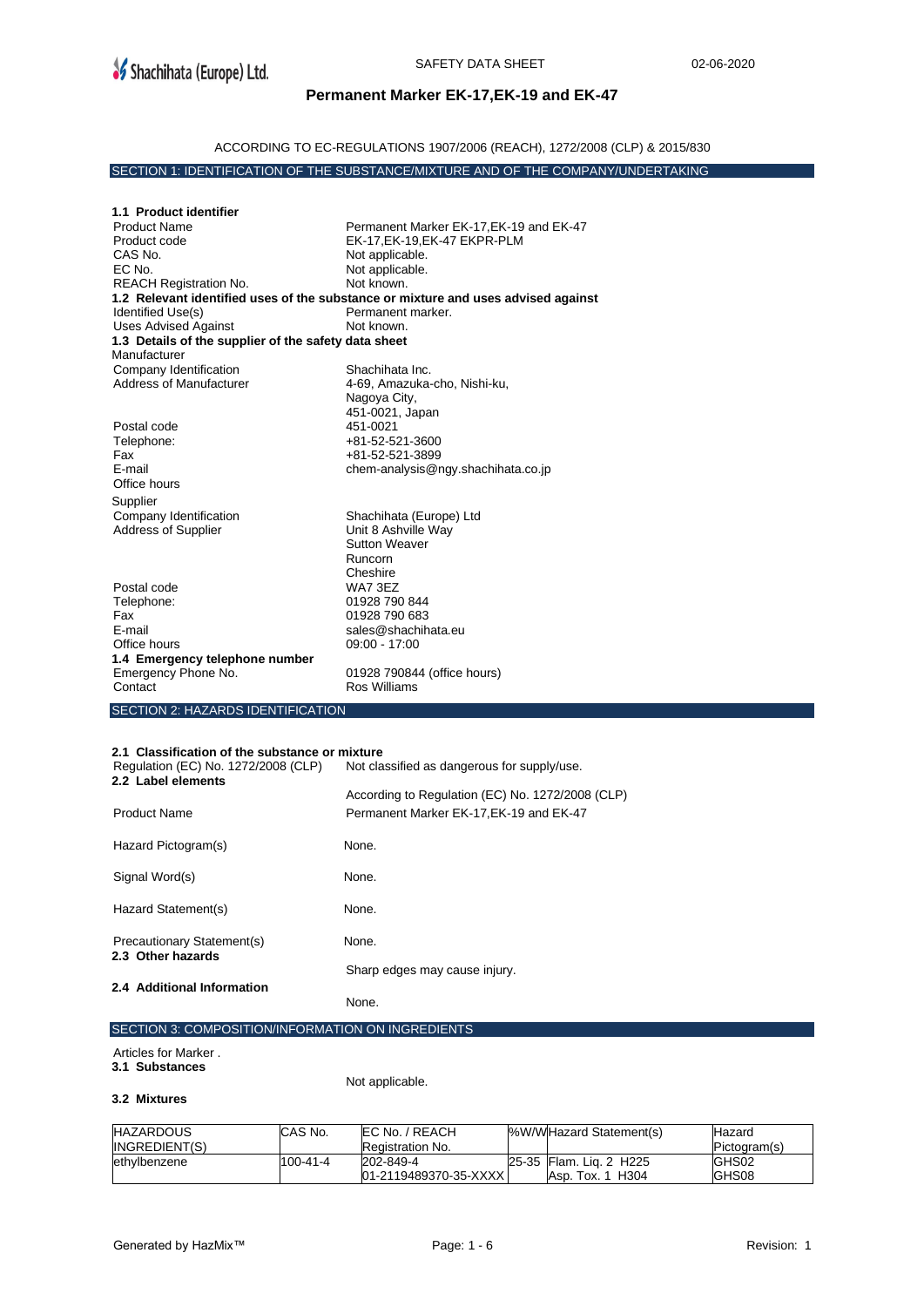Shachihata (Europe) Ltd.

SAFETY DATA SHEET

02-06-2020

# Permanent Marker EK-17,EK-19 and EK-47

ACCORDING TO EC-REGULATIONS 1907/2006 (REACH), 1272/2008 (CLP) & 2015/830

## SECTION 1: IDENTIFICATION OF THE SUBSTANCE/MIXTURE AND OF THE COMPANY/UNDERTAKING

**1.1 Product identifier**

| | |
|---|---|
| Product Name | Permanent Marker EK-17,EK-19 and EK-47 |
| Product code | EK-17,EK-19,EK-47 EKPR-PLM |
| CAS No. | Not applicable. |
| EC No. | Not applicable. |
| REACH Registration No. | Not known. |

**1.2 Relevant identified uses of the substance or mixture and uses advised against**

| | |
|---|---|
| Identified Use(s) | Permanent marker. |
| Uses Advised Against | Not known. |

**1.3 Details of the supplier of the safety data sheet**

Manufacturer

| | |
|---|---|
| Company Identification | Shachihata Inc. |
| Address of Manufacturer | 4-69, Amazuka-cho, Nishi-ku, Nagoya City, 451-0021, Japan |
| Postal code | 451-0021 |
| Telephone: | +81-52-521-3600 |
| Fax | +81-52-521-3899 |
| E-mail | chem-analysis@ngy.shachihata.co.jp |
| Office hours | |

Supplier

| | |
|---|---|
| Company Identification | Shachihata (Europe) Ltd |
| Address of Supplier | Unit 8 Ashville Way Sutton Weaver Runcorn Cheshire |
| Postal code | WA7 3EZ |
| Telephone: | 01928 790 844 |
| Fax | 01928 790 683 |
| E-mail | sales@shachihata.eu |
| Office hours | 09:00 - 17:00 |

**1.4 Emergency telephone number**

| | |
|---|---|
| Emergency Phone No. | 01928 790844 (office hours) |
| Contact | Ros Williams |

## SECTION 2: HAZARDS IDENTIFICATION

**2.1 Classification of the substance or mixture**

| | |
|---|---|
| Regulation (EC) No. 1272/2008 (CLP) | Not classified as dangerous for supply/use. |

**2.2 Label elements**

According to Regulation (EC) No. 1272/2008 (CLP)

| | |
|---|---|
| Product Name | Permanent Marker EK-17,EK-19 and EK-47 |
| Hazard Pictogram(s) | None. |
| Signal Word(s) | None. |
| Hazard Statement(s) | None. |
| Precautionary Statement(s) | None. |

**2.3 Other hazards**

Sharp edges may cause injury.

**2.4 Additional Information**

None.

## SECTION 3: COMPOSITION/INFORMATION ON INGREDIENTS

Articles for Marker .

**3.1 Substances**

Not applicable.

**3.2 Mixtures**

| HAZARDOUS INGREDIENT(S) | CAS No. | EC No. / REACH Registration No. | %W/W | Hazard Statement(s) | Hazard Pictogram(s) |
|---|---|---|---|---|---|
| ethylbenzene | 100-41-4 | 202-849-4<br>01-2119489370-35-XXXX | 25-35 | Flam. Liq. 2 H225<br>Asp. Tox. 1 H304 | GHS02<br>GHS08 |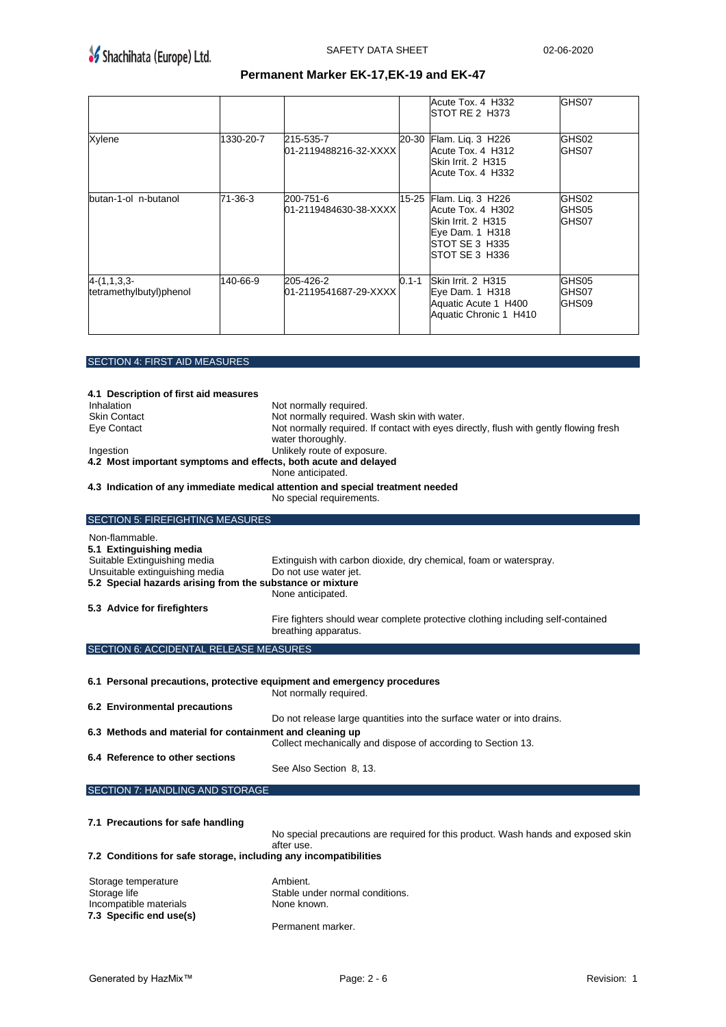|  |  |  |  | Acute Tox. 4 H332<br>STOT RE 2 H373 | GHS07 |
|---|---|---|---|---|---|
| Xylene | 1330-20-7 | 215-535-7<br>01-2119488216-32-XXXX | 20-30 | Flam. Liq. 3 H226<br>Acute Tox. 4 H312<br>Skin Irrit. 2 H315<br>Acute Tox. 4 H332 | GHS02<br>GHS07 |
| butan-1-ol n-butanol | 71-36-3 | 200-751-6<br>01-2119484630-38-XXXX | 15-25 | Flam. Liq. 3 H226<br>Acute Tox. 4 H302<br>Skin Irrit. 2 H315<br>Eye Dam. 1 H318<br>STOT SE 3 H335<br>STOT SE 3 H336 | GHS02<br>GHS05<br>GHS07 |
| 4-(1,1,3,3-tetramethylbutyl)phenol | 140-66-9 | 205-426-2<br>01-2119541687-29-XXXX | 0.1-1 | Skin Irrit. 2 H315<br>Eye Dam. 1 H318<br>Aquatic Acute 1 H400<br>Aquatic Chronic 1 H410 | GHS05<br>GHS07<br>GHS09 |

## SECTION 4: FIRST AID MEASURES

**4.1 Description of first aid measures**

| | |
|---|---|
| Inhalation | Not normally required. |
| Skin Contact | Not normally required. Wash skin with water. |
| Eye Contact | Not normally required. If contact with eyes directly, flush with gently flowing fresh water thoroughly. |
| Ingestion | Unlikely route of exposure. |

**4.2 Most important symptoms and effects, both acute and delayed**

None anticipated.

**4.3 Indication of any immediate medical attention and special treatment needed**

No special requirements.

## SECTION 5: FIREFIGHTING MEASURES

Non-flammable.

**5.1 Extinguishing media**

| | |
|---|---|
| Suitable Extinguishing media | Extinguish with carbon dioxide, dry chemical, foam or waterspray. |
| Unsuitable extinguishing media | Do not use water jet. |

**5.2 Special hazards arising from the substance or mixture**

None anticipated.

**5.3 Advice for firefighters**

Fire fighters should wear complete protective clothing including self-contained breathing apparatus.

## SECTION 6: ACCIDENTAL RELEASE MEASURES

**6.1 Personal precautions, protective equipment and emergency procedures**

Not normally required.

**6.2 Environmental precautions**

Do not release large quantities into the surface water or into drains.

**6.3 Methods and material for containment and cleaning up**

Collect mechanically and dispose of according to Section 13.

**6.4 Reference to other sections**

See Also Section 8, 13.

## SECTION 7: HANDLING AND STORAGE

**7.1 Precautions for safe handling**

No special precautions are required for this product. Wash hands and exposed skin after use.

**7.2 Conditions for safe storage, including any incompatibilities**

| | |
|---|---|
| Storage temperature | Ambient. |
| Storage life | Stable under normal conditions. |
| Incompatible materials | None known. |

**7.3 Specific end use(s)**

Permanent marker.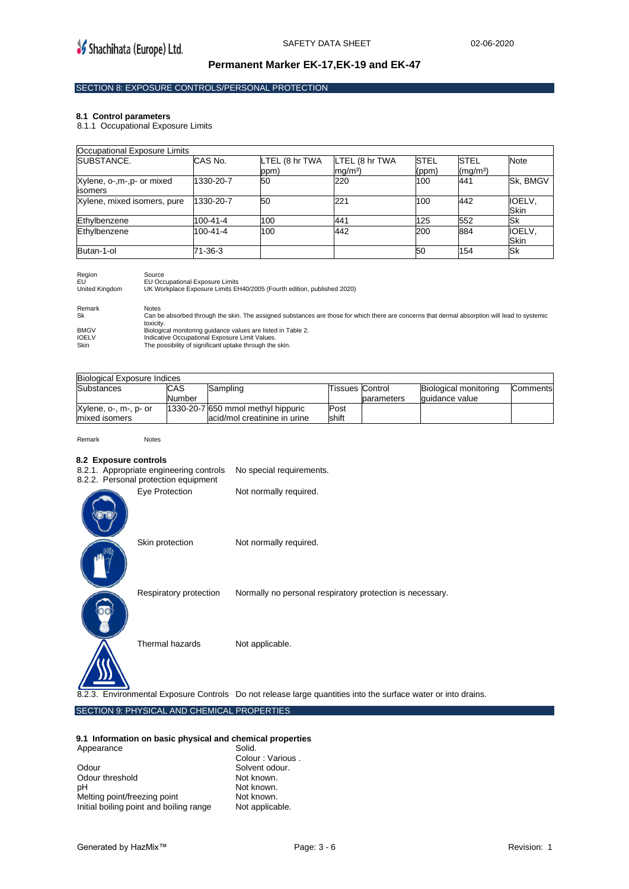## SECTION 8: EXPOSURE CONTROLS/PERSONAL PROTECTION

### 8.1 Control parameters

8.1.1 Occupational Exposure Limits

| Occupational Exposure Limits | | | | | | |
|---|---|---|---|---|---|---|
| SUBSTANCE. | CAS No. | LTEL (8 hr TWA ppm) | LTEL (8 hr TWA mg/m³) | STEL (ppm) | STEL (mg/m³) | Note |
| Xylene, o-,m-,p- or mixed isomers | 1330-20-7 | 50 | 220 | 100 | 441 | Sk, BMGV |
| Xylene, mixed isomers, pure | 1330-20-7 | 50 | 221 | 100 | 442 | IOELV, Skin |
| Ethylbenzene | 100-41-4 | 100 | 441 | 125 | 552 | Sk |
| Ethylbenzene | 100-41-4 | 100 | 442 | 200 | 884 | IOELV, Skin |
| Butan-1-ol | 71-36-3 | | | 50 | 154 | Sk |

| Region | Source |
|---|---|
| EU | EU Occupational Exposure Limits |
| United Kingdom | UK Workplace Exposure Limits EH40/2005 (Fourth edition, published 2020) |

| Remark | Notes |
|---|---|
| Sk | Can be absorbed through the skin. The assigned substances are those for which there are concerns that dermal absorption will lead to systemic toxicity. |
| BMGV | Biological monitoring guidance values are listed in Table 2. |
| IOELV | Indicative Occupational Exposure Limit Values. |
| Skin | The possibility of significant uptake through the skin. |

| Biological Exposure Indices | | | | | | |
|---|---|---|---|---|---|---|
| Substances | CAS Number | Sampling | Tissues | Control parameters | Biological monitoring guidance value | Comments |
| Xylene, o-, m-, p- or mixed isomers | 1330-20-7 | 650 mmol methyl hippuric acid/mol creatinine in urine | Post shift | | | |

| Remark | Notes |
|---|---|

### 8.2 Exposure controls

8.2.1. Appropriate engineering controls: No special requirements.

8.2.2. Personal protection equipment

- Eye Protection: Not normally required.
- Skin protection: Not normally required.
- Respiratory protection: Normally no personal respiratory protection is necessary.
- Thermal hazards: Not applicable.

8.2.3. Environmental Exposure Controls: Do not release large quantities into the surface water or into drains.

## SECTION 9: PHYSICAL AND CHEMICAL PROPERTIES

### 9.1 Information on basic physical and chemical properties

| | |
|---|---|
| Appearance | Solid. Colour : Various . |
| Odour | Solvent odour. |
| Odour threshold | Not known. |
| pH | Not known. |
| Melting point/freezing point | Not known. |
| Initial boiling point and boiling range | Not applicable. |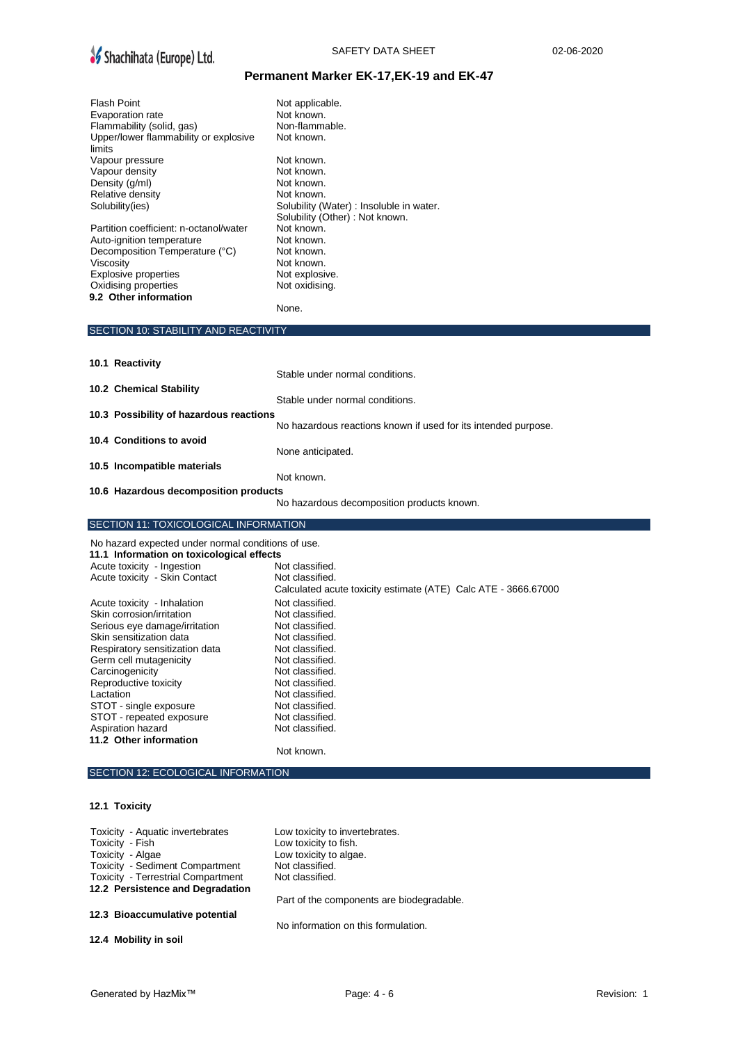| | |
|---|---|
| Flash Point | Not applicable. |
| Evaporation rate | Not known. |
| Flammability (solid, gas) | Non-flammable. |
| Upper/lower flammability or explosive limits | Not known. |
| Vapour pressure | Not known. |
| Vapour density | Not known. |
| Density (g/ml) | Not known. |
| Relative density | Not known. |
| Solubility(ies) | Solubility (Water) : Insoluble in water.<br>Solubility (Other) : Not known. |
| Partition coefficient: n-octanol/water | Not known. |
| Auto-ignition temperature | Not known. |
| Decomposition Temperature (°C) | Not known. |
| Viscosity | Not known. |
| Explosive properties | Not explosive. |
| Oxidising properties | Not oxidising. |

**9.2 Other information**

None.

## SECTION 10: STABILITY AND REACTIVITY

**10.1 Reactivity**

Stable under normal conditions.

**10.2 Chemical Stability**

Stable under normal conditions.

**10.3 Possibility of hazardous reactions**

No hazardous reactions known if used for its intended purpose.

**10.4 Conditions to avoid**

None anticipated.

**10.5 Incompatible materials**

Not known.

**10.6 Hazardous decomposition products**

No hazardous decomposition products known.

## SECTION 11: TOXICOLOGICAL INFORMATION

No hazard expected under normal conditions of use.

**11.1 Information on toxicological effects**

| | |
|---|---|
| Acute toxicity - Ingestion | Not classified. |
| Acute toxicity - Skin Contact | Not classified.<br>Calculated acute toxicity estimate (ATE) Calc ATE - 3666.67000 |
| Acute toxicity - Inhalation | Not classified. |
| Skin corrosion/irritation | Not classified. |
| Serious eye damage/irritation | Not classified. |
| Skin sensitization data | Not classified. |
| Respiratory sensitization data | Not classified. |
| Germ cell mutagenicity | Not classified. |
| Carcinogenicity | Not classified. |
| Reproductive toxicity | Not classified. |
| Lactation | Not classified. |
| STOT - single exposure | Not classified. |
| STOT - repeated exposure | Not classified. |
| Aspiration hazard | Not classified. |

**11.2 Other information**

Not known.

## SECTION 12: ECOLOGICAL INFORMATION

**12.1 Toxicity**

| | |
|---|---|
| Toxicity - Aquatic invertebrates | Low toxicity to invertebrates. |
| Toxicity - Fish | Low toxicity to fish. |
| Toxicity - Algae | Low toxicity to algae. |
| Toxicity - Sediment Compartment | Not classified. |
| Toxicity - Terrestrial Compartment | Not classified. |

**12.2 Persistence and Degradation**

Part of the components are biodegradable.

**12.3 Bioaccumulative potential**

No information on this formulation.

**12.4 Mobility in soil**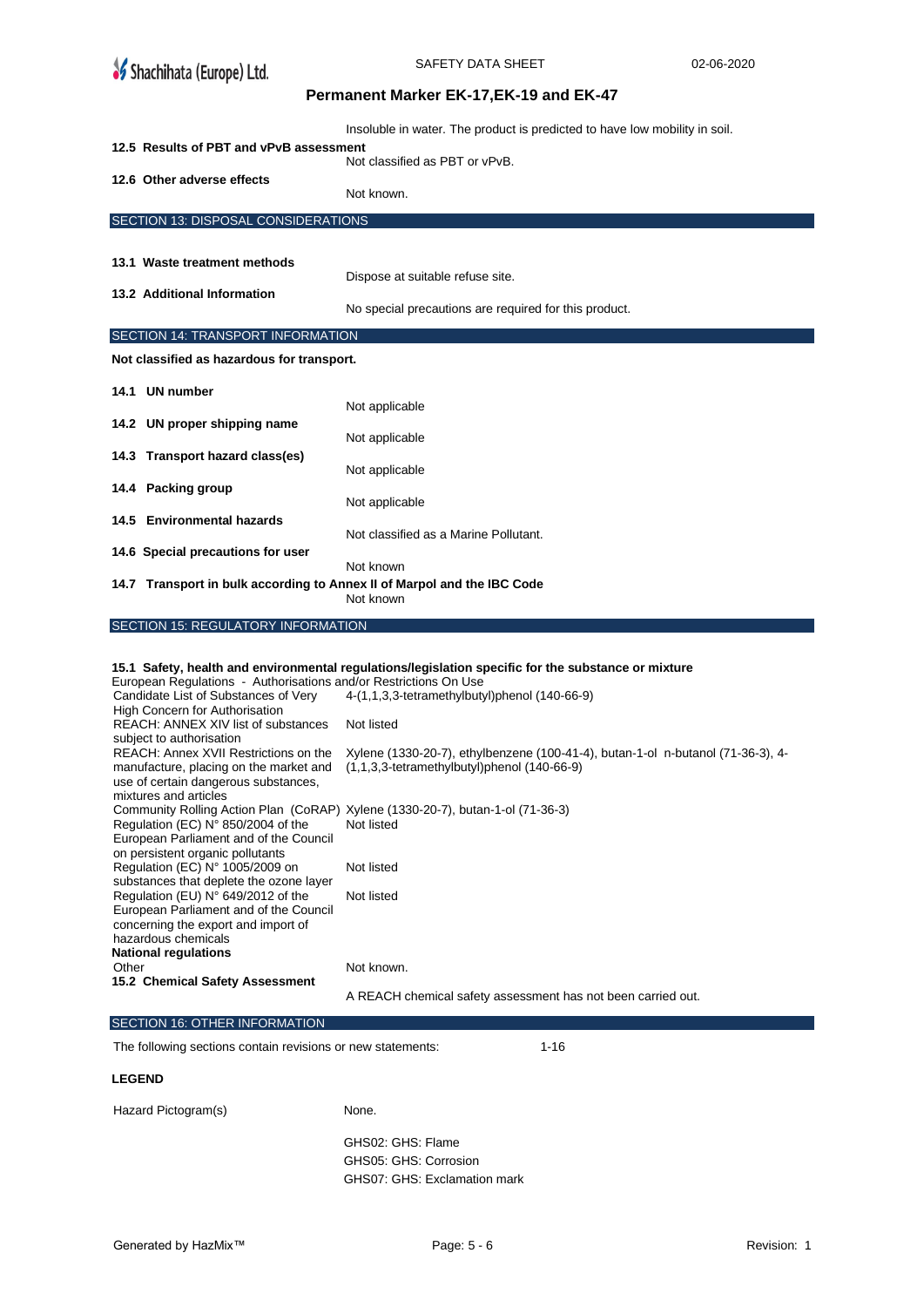Insoluble in water. The product is predicted to have low mobility in soil.

**12.5 Results of PBT and vPvB assessment**

Not classified as PBT or vPvB.

**12.6 Other adverse effects**

Not known.

## SECTION 13: DISPOSAL CONSIDERATIONS

**13.1 Waste treatment methods**

Dispose at suitable refuse site.

**13.2 Additional Information**

No special precautions are required for this product.

## SECTION 14: TRANSPORT INFORMATION

**Not classified as hazardous for transport.**

**14.1 UN number**

Not applicable

**14.2 UN proper shipping name**

Not applicable

**14.3 Transport hazard class(es)**

Not applicable

**14.4 Packing group**

Not applicable

**14.5 Environmental hazards**

Not classified as a Marine Pollutant.

**14.6 Special precautions for user**

Not known

**14.7 Transport in bulk according to Annex II of Marpol and the IBC Code**

Not known

## SECTION 15: REGULATORY INFORMATION

**15.1 Safety, health and environmental regulations/legislation specific for the substance or mixture**

European Regulations - Authorisations and/or Restrictions On Use

| | |
|---|---|
| Candidate List of Substances of Very High Concern for Authorisation | 4-(1,1,3,3-tetramethylbutyl)phenol (140-66-9) |
| REACH: ANNEX XIV list of substances subject to authorisation | Not listed |
| REACH: Annex XVII Restrictions on the manufacture, placing on the market and use of certain dangerous substances, mixtures and articles | Xylene (1330-20-7), ethylbenzene (100-41-4), butan-1-ol n-butanol (71-36-3), 4-(1,1,3,3-tetramethylbutyl)phenol (140-66-9) |
| Community Rolling Action Plan (CoRAP) | Xylene (1330-20-7), butan-1-ol (71-36-3) |
| Regulation (EC) N° 850/2004 of the European Parliament and of the Council on persistent organic pollutants | Not listed |
| Regulation (EC) N° 1005/2009 on substances that deplete the ozone layer | Not listed |
| Regulation (EU) N° 649/2012 of the European Parliament and of the Council concerning the export and import of hazardous chemicals | Not listed |

**National regulations**

Other: Not known.

**15.2 Chemical Safety Assessment**

A REACH chemical safety assessment has not been carried out.

## SECTION 16: OTHER INFORMATION

The following sections contain revisions or new statements: 1-16

**LEGEND**

Hazard Pictogram(s): None.

GHS02: GHS: Flame
GHS05: GHS: Corrosion
GHS07: GHS: Exclamation mark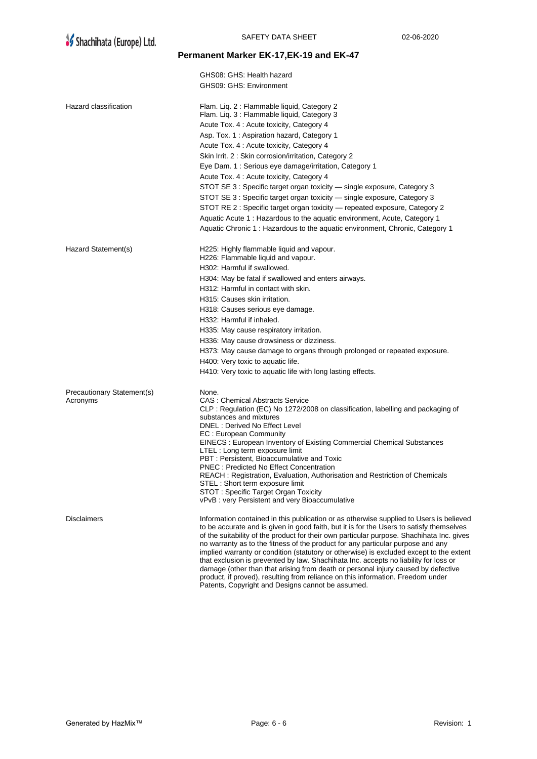| | |
|---|---|
| | GHS08: GHS: Health hazard<br>GHS09: GHS: Environment |
| Hazard classification | Flam. Liq. 2 : Flammable liquid, Category 2<br>Flam. Liq. 3 : Flammable liquid, Category 3<br>Acute Tox. 4 : Acute toxicity, Category 4<br>Asp. Tox. 1 : Aspiration hazard, Category 1<br>Acute Tox. 4 : Acute toxicity, Category 4<br>Skin Irrit. 2 : Skin corrosion/irritation, Category 2<br>Eye Dam. 1 : Serious eye damage/irritation, Category 1<br>Acute Tox. 4 : Acute toxicity, Category 4<br>STOT SE 3 : Specific target organ toxicity — single exposure, Category 3<br>STOT SE 3 : Specific target organ toxicity — single exposure, Category 3<br>STOT RE 2 : Specific target organ toxicity — repeated exposure, Category 2<br>Aquatic Acute 1 : Hazardous to the aquatic environment, Acute, Category 1<br>Aquatic Chronic 1 : Hazardous to the aquatic environment, Chronic, Category 1 |
| Hazard Statement(s) | H225: Highly flammable liquid and vapour.<br>H226: Flammable liquid and vapour.<br>H302: Harmful if swallowed.<br>H304: May be fatal if swallowed and enters airways.<br>H312: Harmful in contact with skin.<br>H315: Causes skin irritation.<br>H318: Causes serious eye damage.<br>H332: Harmful if inhaled.<br>H335: May cause respiratory irritation.<br>H336: May cause drowsiness or dizziness.<br>H373: May cause damage to organs through prolonged or repeated exposure.<br>H400: Very toxic to aquatic life.<br>H410: Very toxic to aquatic life with long lasting effects. |
| Precautionary Statement(s) | None. |
| Acronyms | CAS : Chemical Abstracts Service<br>CLP : Regulation (EC) No 1272/2008 on classification, labelling and packaging of substances and mixtures<br>DNEL : Derived No Effect Level<br>EC : European Community<br>EINECS : European Inventory of Existing Commercial Chemical Substances<br>LTEL : Long term exposure limit<br>PBT : Persistent, Bioaccumulative and Toxic<br>PNEC : Predicted No Effect Concentration<br>REACH : Registration, Evaluation, Authorisation and Restriction of Chemicals<br>STEL : Short term exposure limit<br>STOT : Specific Target Organ Toxicity<br>vPvB : very Persistent and very Bioaccumulative |
| Disclaimers | Information contained in this publication or as otherwise supplied to Users is believed to be accurate and is given in good faith, but it is for the Users to satisfy themselves of the suitability of the product for their own particular purpose. Shachihata Inc. gives no warranty as to the fitness of the product for any particular purpose and any implied warranty or condition (statutory or otherwise) is excluded except to the extent that exclusion is prevented by law. Shachihata Inc. accepts no liability for loss or damage (other than that arising from death or personal injury caused by defective product, if proved), resulting from reliance on this information. Freedom under Patents, Copyright and Designs cannot be assumed. |